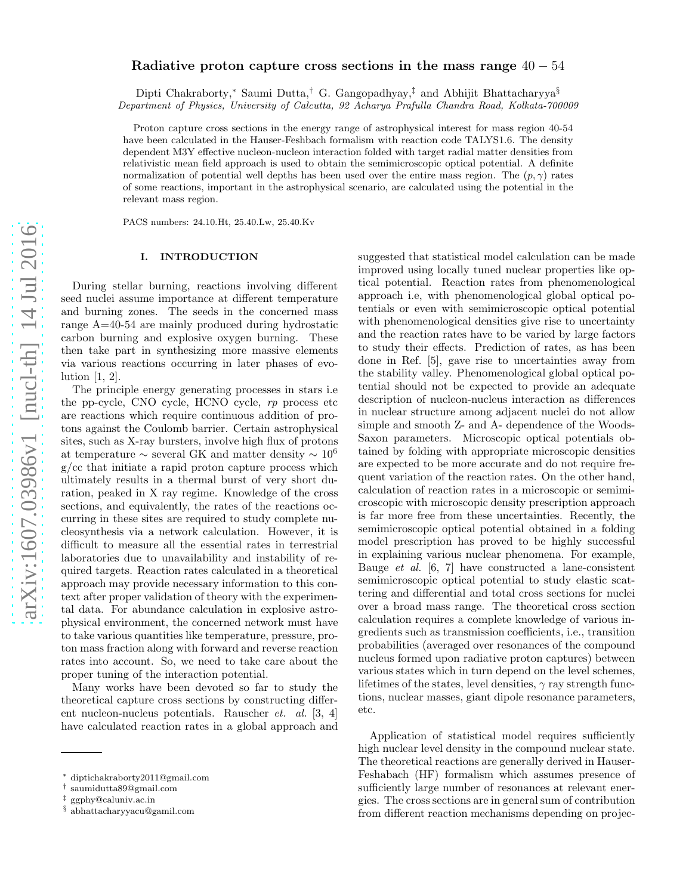# Radiative proton capture cross sections in the mass range $40-54$

Dipti Chakraborty,[*] Saumi Dutta,[†] G. Gangopadhyay,[‡] and Abhijit Bhattacharyya[§]

*Department of Physics, University of Calcutta, 92 Acharya Prafulla Chandra Road, Kolkata-700009*

Proton capture cross sections in the energy range of astrophysical interest for mass region 40-54 have been calculated in the Hauser-Feshbach formalism with reaction code TALYS1.6. The density dependent M3Y effective nucleon-nucleon interaction folded with target radial matter densities from relativistic mean field approach is used to obtain the semimicroscopic optical potential. A definite normalization of potential well depths has been used over the entire mass region. The $(p,\gamma)$ rates of some reactions, important in the astrophysical scenario, are calculated using the potential in the relevant mass region.

PACS numbers: 24.10.Ht, 25.40.Lw, 25.40.Kv

## I. INTRODUCTION

During stellar burning, reactions involving different seed nuclei assume importance at different temperature and burning zones. The seeds in the concerned mass range A=40-54 are mainly produced during hydrostatic carbon burning and explosive oxygen burning. These then take part in synthesizing more massive elements via various reactions occurring in later phases of evolution [1, 2].

The principle energy generating processes in stars i.e the pp-cycle, CNO cycle, HCNO cycle, *rp* process etc are reactions which require continuous addition of protons against the Coulomb barrier. Certain astrophysical sites, such as X-ray bursters, involve high flux of protons at temperature $\sim$ several GK and matter density $\sim 10^6$ g/cc that initiate a rapid proton capture process which ultimately results in a thermal burst of very short duration, peaked in X ray regime. Knowledge of the cross sections, and equivalently, the rates of the reactions occurring in these sites are required to study complete nucleosynthesis via a network calculation. However, it is difficult to measure all the essential rates in terrestrial laboratories due to unavailability and instability of required targets. Reaction rates calculated in a theoretical approach may provide necessary information to this context after proper validation of theory with the experimental data. For abundance calculation in explosive astrophysical environment, the concerned network must have to take various quantities like temperature, pressure, proton mass fraction along with forward and reverse reaction rates into account. So, we need to take care about the proper tuning of the interaction potential.

Many works have been devoted so far to study the theoretical capture cross sections by constructing different nucleon-nucleus potentials. Rauscher *et. al.* [3, 4] have calculated reaction rates in a global approach and suggested that statistical model calculation can be made improved using locally tuned nuclear properties like optical potential. Reaction rates from phenomenological approach i.e, with phenomenological global optical potentials or even with semimicroscopic optical potential with phenomenological densities give rise to uncertainty and the reaction rates have to be varied by large factors to study their effects. Prediction of rates, as has been done in Ref. [5], gave rise to uncertainties away from the stability valley. Phenomenological global optical potential should not be expected to provide an adequate description of nucleon-nucleus interaction as differences in nuclear structure among adjacent nuclei do not allow simple and smooth Z- and A- dependence of the Woods-Saxon parameters. Microscopic optical potentials obtained by folding with appropriate microscopic densities are expected to be more accurate and do not require frequent variation of the reaction rates. On the other hand, calculation of reaction rates in a microscopic or semimicroscopic with microscopic density prescription approach is far more free from these uncertainties. Recently, the semimicroscopic optical potential obtained in a folding model prescription has proved to be highly successful in explaining various nuclear phenomena. For example, Bauge *et al.* [6, 7] have constructed a lane-consistent semimicroscopic optical potential to study elastic scattering and differential and total cross sections for nuclei over a broad mass range. The theoretical cross section calculation requires a complete knowledge of various ingredients such as transmission coefficients, i.e., transition probabilities (averaged over resonances of the compound nucleus formed upon radiative proton captures) between various states which in turn depend on the level schemes, lifetimes of the states, level densities, $\gamma$ ray strength functions, nuclear masses, giant dipole resonance parameters, etc.

Application of statistical model requires sufficiently high nuclear level density in the compound nuclear state. The theoretical reactions are generally derived in Hauser-Feshbach (HF) formalism which assumes presence of sufficiently large number of resonances at relevant energies. The cross sections are in general sum of contribution from different reaction mechanisms depending on projec-

---

[*] diptichakraborty2011@gmail.com
[†] saumidutta89@gmail.com
[‡] ggphy@caluniv.ac.in
[§] abhattacharyyacu@gamil.com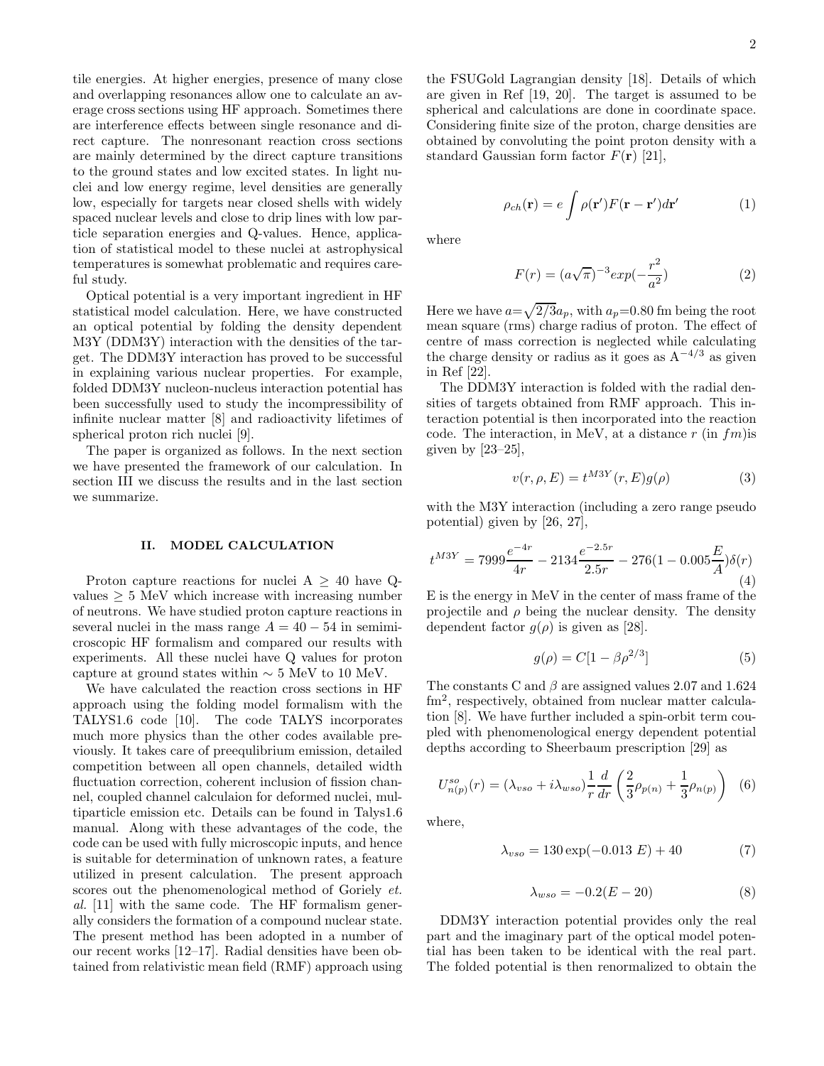tile energies. At higher energies, presence of many close and overlapping resonances allow one to calculate an average cross sections using HF approach. Sometimes there are interference effects between single resonance and direct capture. The nonresonant reaction cross sections are mainly determined by the direct capture transitions to the ground states and low excited states. In light nuclei and low energy regime, level densities are generally low, especially for targets near closed shells with widely spaced nuclear levels and close to drip lines with low particle separation energies and Q-values. Hence, application of statistical model to these nuclei at astrophysical temperatures is somewhat problematic and requires careful study.

Optical potential is a very important ingredient in HF statistical model calculation. Here, we have constructed an optical potential by folding the density dependent M3Y (DDM3Y) interaction with the densities of the target. The DDM3Y interaction has proved to be successful in explaining various nuclear properties. For example, folded DDM3Y nucleon-nucleus interaction potential has been successfully used to study the incompressibility of infinite nuclear matter [8] and radioactivity lifetimes of spherical proton rich nuclei [9].

The paper is organized as follows. In the next section we have presented the framework of our calculation. In section III we discuss the results and in the last section we summarize.

## II. MODEL CALCULATION

Proton capture reactions for nuclei A $\geq$ 40 have Q-values $\geq$ 5 MeV which increase with increasing number of neutrons. We have studied proton capture reactions in several nuclei in the mass range $A = 40 - 54$ in semimicroscopic HF formalism and compared our results with experiments. All these nuclei have Q values for proton capture at ground states within $\sim$ 5 MeV to 10 MeV.

We have calculated the reaction cross sections in HF approach using the folding model formalism with the TALYS1.6 code [10]. The code TALYS incorporates much more physics than the other codes available previously. It takes care of preequlibrium emission, detailed competition between all open channels, detailed width fluctuation correction, coherent inclusion of fission channel, coupled channel calculaion for deformed nuclei, multiparticle emission etc. Details can be found in Talys1.6 manual. Along with these advantages of the code, the code can be used with fully microscopic inputs, and hence is suitable for determination of unknown rates, a feature utilized in present calculation. The present approach scores out the phenomenological method of Goriely *et. al.* [11] with the same code. The HF formalism generally considers the formation of a compound nuclear state. The present method has been adopted in a number of our recent works [12–17]. Radial densities have been obtained from relativistic mean field (RMF) approach using the FSUGold Lagrangian density [18]. Details of which are given in Ref [19, 20]. The target is assumed to be spherical and calculations are done in coordinate space. Considering finite size of the proton, charge densities are obtained by convoluting the point proton density with a standard Gaussian form factor $F(\mathbf{r})$ [21],

$$\rho_{ch}(\mathbf{r}) = e\int \rho(\mathbf{r'})F(\mathbf{r}-\mathbf{r'})d\mathbf{r'} \tag{1}$$

where

$$F(r) = (a\sqrt{\pi})^{-3}exp(-\frac{r^2}{a^2}) \tag{2}$$

Here we have $a$=$\sqrt{2/3}a_p$, with $a_p$=0.80 fm being the root mean square (rms) charge radius of proton. The effect of centre of mass correction is neglected while calculating the charge density or radius as it goes as $A^{-4/3}$ as given in Ref [22].

The DDM3Y interaction is folded with the radial densities of targets obtained from RMF approach. This interaction potential is then incorporated into the reaction code. The interaction, in MeV, at a distance $r$ (in $fm$)is given by [23–25],

$$v(r,\rho,E) = t^{M3Y}(r,E)g(\rho) \tag{3}$$

with the M3Y interaction (including a zero range pseudo potential) given by [26, 27],

$$t^{M3Y} = 7999\frac{e^{-4r}}{4r} - 2134\frac{e^{-2.5r}}{2.5r} - 276(1-0.005\frac{E}{A})\delta(r) \tag{4}$$

E is the energy in MeV in the center of mass frame of the projectile and $\rho$ being the nuclear density. The density dependent factor $g(\rho)$ is given as [28].

$$g(\rho) = C[1-\beta\rho^{2/3}] \tag{5}$$

The constants C and $\beta$ are assigned values 2.07 and 1.624 fm$^2$, respectively, obtained from nuclear matter calculation [8]. We have further included a spin-orbit term coupled with phenomenological energy dependent potential depths according to Sheerbaum prescription [29] as

$$U^{so}_{n(p)}(r) = (\lambda_{vso} + i\lambda_{wso})\frac{1}{r}\frac{d}{dr}\left(\frac{2}{3}\rho_{p(n)} + \frac{1}{3}\rho_{n(p)}\right) \tag{6}$$

where,

$$\lambda_{vso} = 130\exp(-0.013\ E) + 40 \tag{7}$$

$$\lambda_{wso} = -0.2(E-20) \tag{8}$$

DDM3Y interaction potential provides only the real part and the imaginary part of the optical model potential has been taken to be identical with the real part. The folded potential is then renormalized to obtain the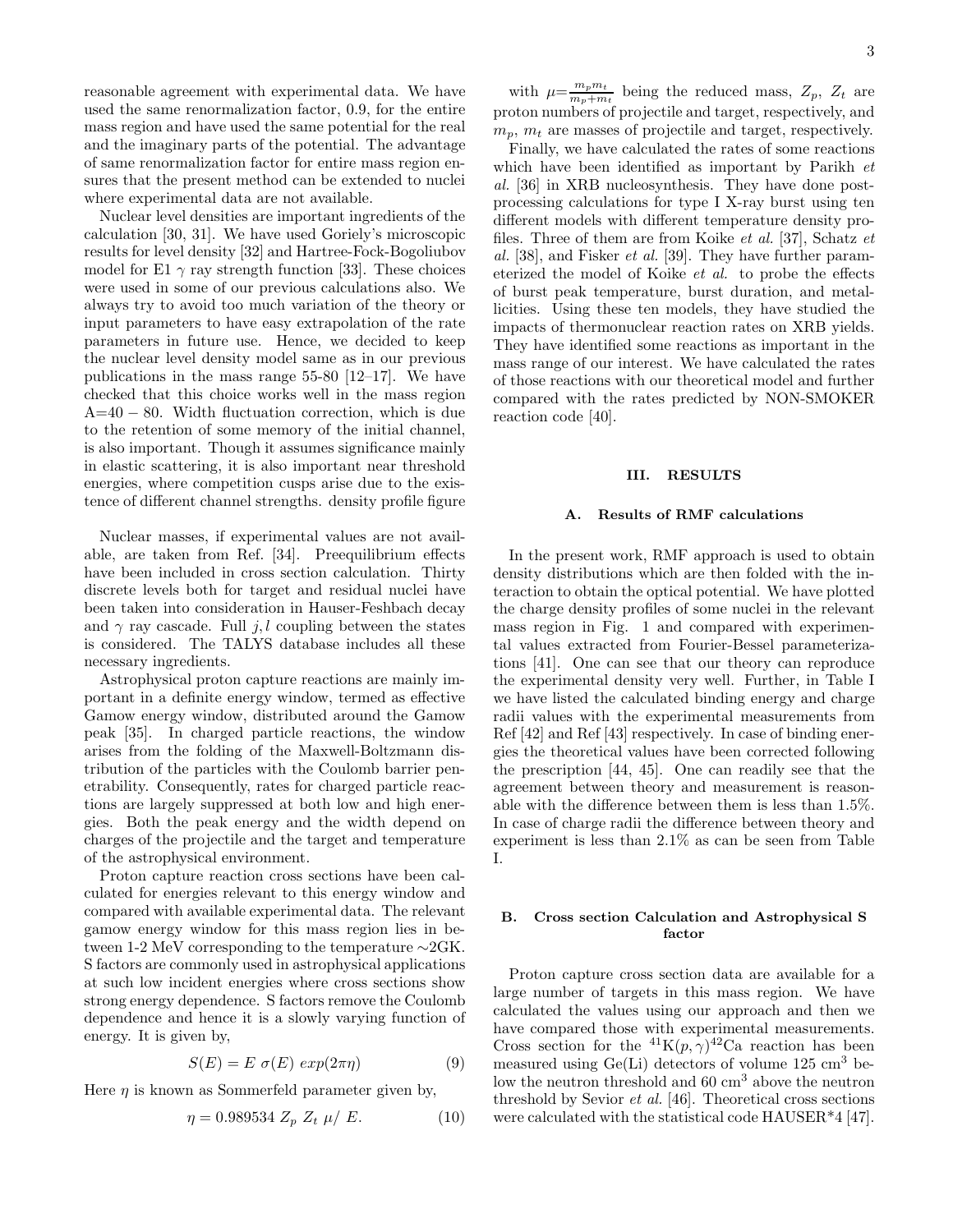reasonable agreement with experimental data. We have used the same renormalization factor, 0.9, for the entire mass region and have used the same potential for the real and the imaginary parts of the potential. The advantage of same renormalization factor for entire mass region ensures that the present method can be extended to nuclei where experimental data are not available.

Nuclear level densities are important ingredients of the calculation [30, 31]. We have used Goriely's microscopic results for level density [32] and Hartree-Fock-Bogoliubov model for E1 $\gamma$ ray strength function [33]. These choices were used in some of our previous calculations also. We always try to avoid too much variation of the theory or input parameters to have easy extrapolation of the rate parameters in future use. Hence, we decided to keep the nuclear level density model same as in our previous publications in the mass range 55-80 [12–17]. We have checked that this choice works well in the mass region A=40 − 80. Width fluctuation correction, which is due to the retention of some memory of the initial channel, is also important. Though it assumes significance mainly in elastic scattering, it is also important near threshold energies, where competition cusps arise due to the existence of different channel strengths. density profile figure

Nuclear masses, if experimental values are not available, are taken from Ref. [34]. Preequilibrium effects have been included in cross section calculation. Thirty discrete levels both for target and residual nuclei have been taken into consideration in Hauser-Feshbach decay and $\gamma$ ray cascade. Full $j, l$ coupling between the states is considered. The TALYS database includes all these necessary ingredients.

Astrophysical proton capture reactions are mainly important in a definite energy window, termed as effective Gamow energy window, distributed around the Gamow peak [35]. In charged particle reactions, the window arises from the folding of the Maxwell-Boltzmann distribution of the particles with the Coulomb barrier penetrability. Consequently, rates for charged particle reactions are largely suppressed at both low and high energies. Both the peak energy and the width depend on charges of the projectile and the target and temperature of the astrophysical environment.

Proton capture reaction cross sections have been calculated for energies relevant to this energy window and compared with available experimental data. The relevant gamow energy window for this mass region lies in between 1-2 MeV corresponding to the temperature ∼2GK. S factors are commonly used in astrophysical applications at such low incident energies where cross sections show strong energy dependence. S factors remove the Coulomb dependence and hence it is a slowly varying function of energy. It is given by,

$$S(E) = E\ \sigma(E)\ exp(2\pi\eta) \tag{9}$$

Here $\eta$ is known as Sommerfeld parameter given by,

$$\eta = 0.989534\ Z_p\ Z_t\ \mu /\ E. \tag{10}$$

with $\mu = \frac{m_p m_t}{m_p + m_t}$ being the reduced mass, $Z_p$, $Z_t$ are proton numbers of projectile and target, respectively, and $m_p$, $m_t$ are masses of projectile and target, respectively.

Finally, we have calculated the rates of some reactions which have been identified as important by Parikh *et al.* [36] in XRB nucleosynthesis. They have done post-processing calculations for type I X-ray burst using ten different models with different temperature density profiles. Three of them are from Koike *et al.* [37], Schatz *et al.* [38], and Fisker *et al.* [39]. They have further parameterized the model of Koike *et al.* to probe the effects of burst peak temperature, burst duration, and metallicities. Using these ten models, they have studied the impacts of thermonuclear reaction rates on XRB yields. They have identified some reactions as important in the mass range of our interest. We have calculated the rates of those reactions with our theoretical model and further compared with the rates predicted by NON-SMOKER reaction code [40].

## III. RESULTS

### A. Results of RMF calculations

In the present work, RMF approach is used to obtain density distributions which are then folded with the interaction to obtain the optical potential. We have plotted the charge density profiles of some nuclei in the relevant mass region in Fig. 1 and compared with experimental values extracted from Fourier-Bessel parameterizations [41]. One can see that our theory can reproduce the experimental density very well. Further, in Table I we have listed the calculated binding energy and charge radii values with the experimental measurements from Ref [42] and Ref [43] respectively. In case of binding energies the theoretical values have been corrected following the prescription [44, 45]. One can readily see that the agreement between theory and measurement is reasonable with the difference between them is less than 1.5%. In case of charge radii the difference between theory and experiment is less than 2.1% as can be seen from Table I.

### B. Cross section Calculation and Astrophysical S factor

Proton capture cross section data are available for a large number of targets in this mass region. We have calculated the values using our approach and then we have compared those with experimental measurements. Cross section for the $^{41}$K$(p,\gamma)^{42}$Ca reaction has been measured using Ge(Li) detectors of volume 125 cm$^3$ below the neutron threshold and 60 cm$^3$ above the neutron threshold by Sevior *et al.* [46]. Theoretical cross sections were calculated with the statistical code HAUSER*4 [47].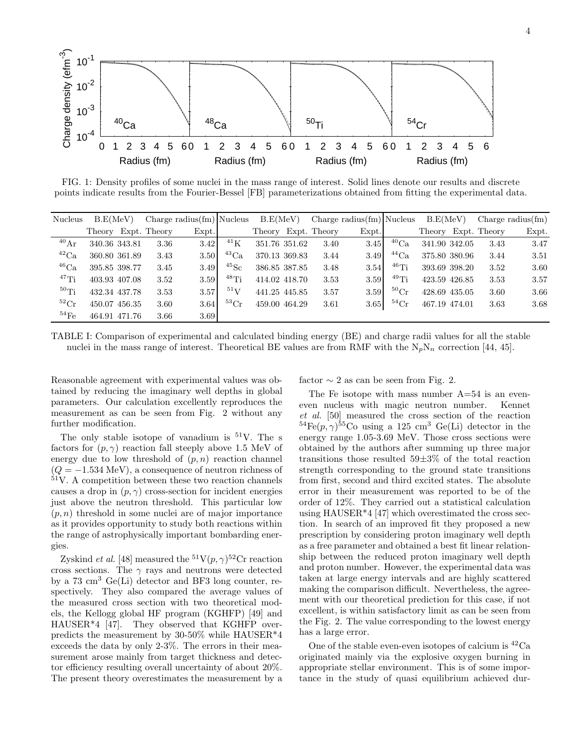FIG. 1: Density profiles of some nuclei in the mass range of interest. Solid lines denote our results and discrete points indicate results from the Fourier-Bessel [FB] parameterizations obtained from fitting the experimental data.

| Nucleus | B.E(MeV) | | Charge radius(fm) | | Nucleus | B.E(MeV) | | Charge radius(fm) | | Nucleus | B.E(MeV) | | Charge radius(fm) | |
|---|---|---|---|---|---|---|---|---|---|---|---|---|---|---|
| | Theory | Expt. | Theory | Expt. | | Theory | Expt. | Theory | Expt. | | Theory | Expt. | Theory | Expt. |
| $^{40}$Ar | 340.36 | 343.81 | 3.36 | 3.42 | $^{41}$K | 351.76 | 351.62 | 3.40 | 3.45 | $^{40}$Ca | 341.90 | 342.05 | 3.43 | 3.47 |
| $^{42}$Ca | 360.80 | 361.89 | 3.43 | 3.50 | $^{43}$Ca | 370.13 | 369.83 | 3.44 | 3.49 | $^{44}$Ca | 375.80 | 380.96 | 3.44 | 3.51 |
| $^{46}$Ca | 395.85 | 398.77 | 3.45 | 3.49 | $^{45}$Sc | 386.85 | 387.85 | 3.48 | 3.54 | $^{46}$Ti | 393.69 | 398.20 | 3.52 | 3.60 |
| $^{47}$Ti | 403.93 | 407.08 | 3.52 | 3.59 | $^{48}$Ti | 414.02 | 418.70 | 3.53 | 3.59 | $^{49}$Ti | 423.59 | 426.85 | 3.53 | 3.57 |
| $^{50}$Ti | 432.34 | 437.78 | 3.53 | 3.57 | $^{51}$V | 441.25 | 445.85 | 3.57 | 3.59 | $^{50}$Cr | 428.69 | 435.05 | 3.60 | 3.66 |
| $^{52}$Cr | 450.07 | 456.35 | 3.60 | 3.64 | $^{53}$Cr | 459.00 | 464.29 | 3.61 | 3.65 | $^{54}$Cr | 467.19 | 474.01 | 3.63 | 3.68 |
| $^{54}$Fe | 464.91 | 471.76 | 3.66 | 3.69 | | | | | | | | | | |

TABLE I: Comparison of experimental and calculated binding energy (BE) and charge radii values for all the stable nuclei in the mass range of interest. Theoretical BE values are from RMF with the $N_pN_n$ correction [44, 45].

Reasonable agreement with experimental values was obtained by reducing the imaginary well depths in global parameters. Our calculation excellently reproduces the measurement as can be seen from Fig. 2 without any further modification.

The only stable isotope of vanadium is $^{51}$V. The s factors for $(p,\gamma)$ reaction fall steeply above 1.5 MeV of energy due to low threshold of $(p,n)$ reaction channel ($Q = -1.534$ MeV), a consequence of neutron richness of $^{51}$V. A competition between these two reaction channels causes a drop in $(p,\gamma)$ cross-section for incident energies just above the neutron threshold. This particular low $(p,n)$ threshold in some nuclei are of major importance as it provides opportunity to study both reactions within the range of astrophysically important bombarding energies.

Zyskind *et al.* [48] measured the $^{51}$V$(p,\gamma)^{52}$Cr reaction cross sections. The $\gamma$ rays and neutrons were detected by a 73 cm$^3$ Ge(Li) detector and BF3 long counter, respectively. They also compared the average values of the measured cross section with two theoretical models, the Kellogg global HF program (KGHFP) [49] and HAUSER*4 [47]. They observed that KGHFP overpredicts the measurement by 30-50% while HAUSER*4 exceeds the data by only 2-3%. The errors in their measurement arose mainly from target thickness and detector efficiency resulting overall uncertainty of about 20%. The present theory overestimates the measurement by a factor $\sim 2$ as can be seen from Fig. 2.

The Fe isotope with mass number A=54 is an even-even nucleus with magic neutron number. Kennet *et al.* [50] measured the cross section of the reaction $^{54}$Fe$(p,\gamma)^{55}$Co using a 125 cm$^3$ Ge(Li) detector in the energy range 1.05-3.69 MeV. Those cross sections were obtained by the authors after summing up three major transitions those resulted 59±3% of the total reaction strength corresponding to the ground state transitions from first, second and third excited states. The absolute error in their measurement was reported to be of the order of 12%. They carried out a statistical calculation using HAUSER*4 [47] which overestimated the cross section. In search of an improved fit they proposed a new prescription by considering proton imaginary well depth as a free parameter and obtained a best fit linear relationship between the reduced proton imaginary well depth and proton number. However, the experimental data was taken at large energy intervals and are highly scattered making the comparison difficult. Nevertheless, the agreement with our theoretical prediction for this case, if not excellent, is within satisfactory limit as can be seen from the Fig. 2. The value corresponding to the lowest energy has a large error.

One of the stable even-even isotopes of calcium is $^{42}$Ca originated mainly via the explosive oxygen burning in appropriate stellar environment. This is of some importance in the study of quasi equilibrium achieved dur-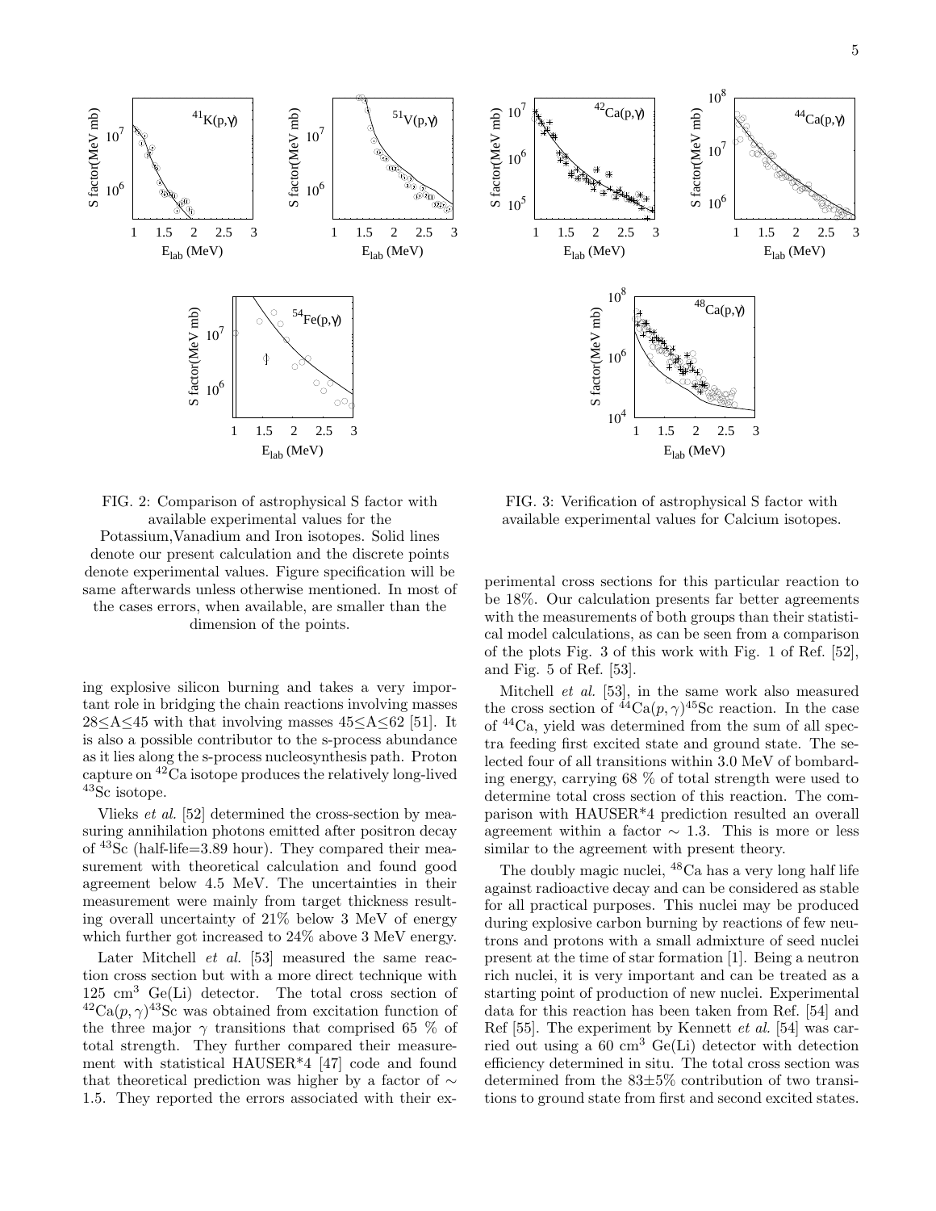FIG. 2: Comparison of astrophysical S factor with available experimental values for the Potassium,Vanadium and Iron isotopes. Solid lines denote our present calculation and the discrete points denote experimental values. Figure specification will be same afterwards unless otherwise mentioned. In most of the cases errors, when available, are smaller than the dimension of the points.

FIG. 3: Verification of astrophysical S factor with available experimental values for Calcium isotopes.

ing explosive silicon burning and takes a very important role in bridging the chain reactions involving masses $28 \leq A \leq 45$ with that involving masses $45 \leq A \leq 62$ [51]. It is also a possible contributor to the s-process abundance as it lies along the s-process nucleosynthesis path. Proton capture on $^{42}$Ca isotope produces the relatively long-lived $^{43}$Sc isotope.

Vlieks *et al.* [52] determined the cross-section by measuring annihilation photons emitted after positron decay of $^{43}$Sc (half-life=3.89 hour). They compared their measurement with theoretical calculation and found good agreement below 4.5 MeV. The uncertainties in their measurement were mainly from target thickness resulting overall uncertainty of 21% below 3 MeV of energy which further got increased to 24% above 3 MeV energy.

Later Mitchell *et al.* [53] measured the same reaction cross section but with a more direct technique with 125 cm$^3$ Ge(Li) detector. The total cross section of $^{42}$Ca$(p,\gamma)^{43}$Sc was obtained from excitation function of the three major $\gamma$ transitions that comprised 65 % of total strength. They further compared their measurement with statistical HAUSER*4 [47] code and found that theoretical prediction was higher by a factor of $\sim$ 1.5. They reported the errors associated with their experimental cross sections for this particular reaction to be 18%. Our calculation presents far better agreements with the measurements of both groups than their statistical model calculations, as can be seen from a comparison of the plots Fig. 3 of this work with Fig. 1 of Ref. [52], and Fig. 5 of Ref. [53].

Mitchell *et al.* [53], in the same work also measured the cross section of $^{44}$Ca$(p,\gamma)^{45}$Sc reaction. In the case of $^{44}$Ca, yield was determined from the sum of all spectra feeding first excited state and ground state. The selected four of all transitions within 3.0 MeV of bombarding energy, carrying 68 % of total strength were used to determine total cross section of this reaction. The comparison with HAUSER*4 prediction resulted an overall agreement within a factor $\sim$ 1.3. This is more or less similar to the agreement with present theory.

The doubly magic nuclei, $^{48}$Ca has a very long half life against radioactive decay and can be considered as stable for all practical purposes. This nuclei may be produced during explosive carbon burning by reactions of few neutrons and protons with a small admixture of seed nuclei present at the time of star formation [1]. Being a neutron rich nuclei, it is very important and can be treated as a starting point of production of new nuclei. Experimental data for this reaction has been taken from Ref. [54] and Ref [55]. The experiment by Kennett *et al.* [54] was carried out using a 60 cm$^3$ Ge(Li) detector with detection efficiency determined in situ. The total cross section was determined from the 83±5% contribution of two transitions to ground state from first and second excited states.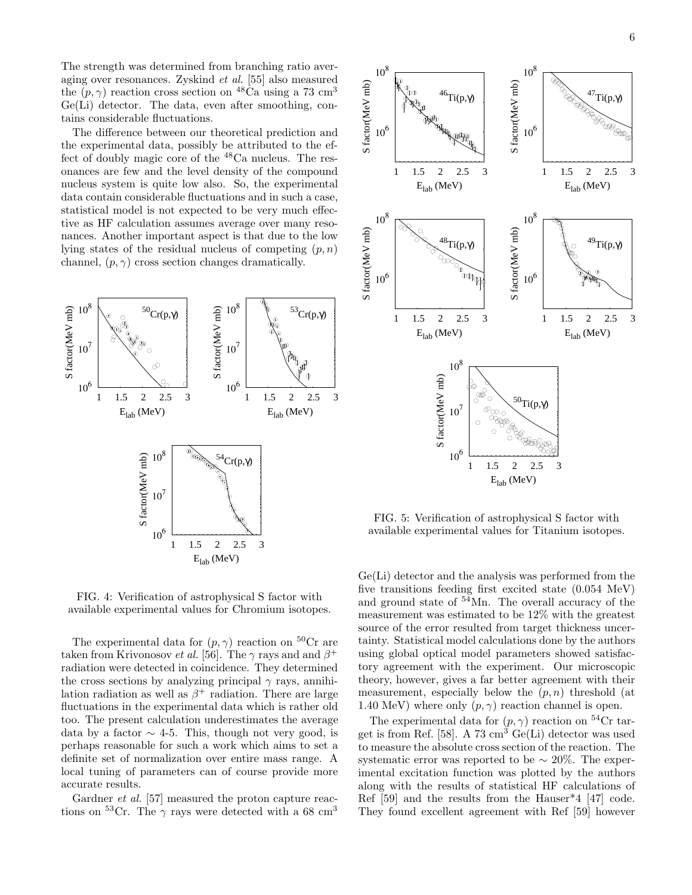The strength was determined from branching ratio averaging over resonances. Zyskind *et al.* [55] also measured the $(p,\gamma)$ reaction cross section on $^{48}$Ca using a 73 cm$^3$ Ge(Li) detector. The data, even after smoothing, contains considerable fluctuations.

The difference between our theoretical prediction and the experimental data, possibly be attributed to the effect of doubly magic core of the $^{48}$Ca nucleus. The resonances are few and the level density of the compound nucleus system is quite low also. So, the experimental data contain considerable fluctuations and in such a case, statistical model is not expected to be very much effective as HF calculation assumes average over many resonances. Another important aspect is that due to the low lying states of the residual nucleus of competing $(p,n)$ channel, $(p,\gamma)$ cross section changes dramatically.

FIG. 4: Verification of astrophysical S factor with available experimental values for Chromium isotopes.

The experimental data for $(p,\gamma)$ reaction on $^{50}$Cr are taken from Krivonosov *et al.* [56]. The $\gamma$ rays and and $\beta^+$ radiation were detected in coincidence. They determined the cross sections by analyzing principal $\gamma$ rays, annihilation radiation as well as $\beta^+$ radiation. There are large fluctuations in the experimental data which is rather old too. The present calculation underestimates the average data by a factor $\sim$ 4-5. This, though not very good, is perhaps reasonable for such a work which aims to set a definite set of normalization over entire mass range. A local tuning of parameters can of course provide more accurate results.

Gardner *et al.* [57] measured the proton capture reactions on $^{53}$Cr. The $\gamma$ rays were detected with a 68 cm$^3$ Ge(Li) detector and the analysis was performed from the five transitions feeding first excited state (0.054 MeV) and ground state of $^{54}$Mn. The overall accuracy of the measurement was estimated to be 12% with the greatest source of the error resulted from target thickness uncertainty. Statistical model calculations done by the authors using global optical model parameters showed satisfactory agreement with the experiment. Our microscopic theory, however, gives a far better agreement with their measurement, especially below the $(p,n)$ threshold (at 1.40 MeV) where only $(p,\gamma)$ reaction channel is open.

FIG. 5: Verification of astrophysical S factor with available experimental values for Titanium isotopes.

The experimental data for $(p,\gamma)$ reaction on $^{54}$Cr target is from Ref. [58]. A 73 cm$^3$ Ge(Li) detector was used to measure the absolute cross section of the reaction. The systematic error was reported to be $\sim$ 20%. The experimental excitation function was plotted by the authors along with the results of statistical HF calculations of Ref [59] and the results from the Hauser*4 [47] code. They found excellent agreement with Ref [59] however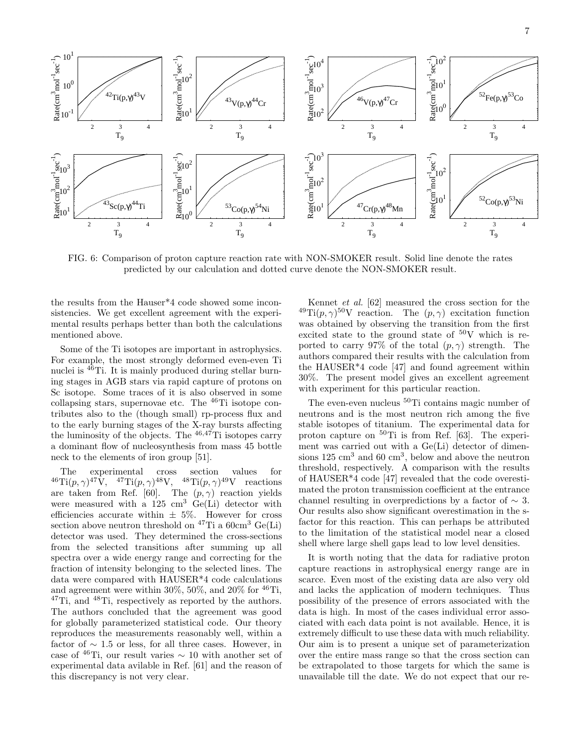FIG. 6: Comparison of proton capture reaction rate with NON-SMOKER result. Solid line denote the rates predicted by our calculation and dotted curve denote the NON-SMOKER result.

the results from the Hauser*4 code showed some inconsistencies. We get excellent agreement with the experimental results perhaps better than both the calculations mentioned above.

Some of the Ti isotopes are important in astrophysics. For example, the most strongly deformed even-even Ti nuclei is $^{46}$Ti. It is mainly produced during stellar burning stages in AGB stars via rapid capture of protons on Sc isotope. Some traces of it is also observed in some collapsing stars, supernovae etc. The $^{46}$Ti isotope contributes also to the (though small) rp-process flux and to the early burning stages of the X-ray bursts affecting the luminosity of the objects. The $^{46,47}$Ti isotopes carry a dominant flow of nucleosynthesis from mass 45 bottle neck to the elements of iron group [51].

The experimental cross section values for $^{46}$Ti$(p,\gamma)^{47}$V, $^{47}$Ti$(p,\gamma)^{48}$V, $^{48}$Ti$(p,\gamma)^{49}$V reactions are taken from Ref. [60]. The $(p,\gamma)$ reaction yields were measured with a 125 cm$^3$ Ge(Li) detector with efficiencies accurate within $\pm$ 5%. However for cross section above neutron threshold on $^{47}$Ti a 60cm$^3$ Ge(Li) detector was used. They determined the cross-sections from the selected transitions after summing up all spectra over a wide energy range and correcting for the fraction of intensity belonging to the selected lines. The data were compared with HAUSER*4 code calculations and agreement were within 30%, 50%, and 20% for $^{46}$Ti, $^{47}$Ti, and $^{48}$Ti, respectively as reported by the authors. The authors concluded that the agreement was good for globally parameterized statistical code. Our theory reproduces the measurements reasonably well, within a factor of $\sim$ 1.5 or less, for all three cases. However, in case of $^{46}$Ti, our result varies $\sim$ 10 with another set of experimental data avilable in Ref. [61] and the reason of this discrepancy is not very clear.

Kennet *et al.* [62] measured the cross section for the $^{49}$Ti$(p,\gamma)^{50}$V reaction. The $(p,\gamma)$ excitation function was obtained by observing the transition from the first excited state to the ground state of $^{50}$V which is reported to carry 97% of the total $(p,\gamma)$ strength. The authors compared their results with the calculation from the HAUSER*4 code [47] and found agreement within 30%. The present model gives an excellent agreement with experiment for this particular reaction.

The even-even nucleus $^{50}$Ti contains magic number of neutrons and is the most neutron rich among the five stable isotopes of titanium. The experimental data for proton capture on $^{50}$Ti is from Ref. [63]. The experiment was carried out with a Ge(Li) detector of dimensions 125 cm$^3$ and 60 cm$^3$, below and above the neutron threshold, respectively. A comparison with the results of HAUSER*4 code [47] revealed that the code overestimated the proton transmission coefficient at the entrance channel resulting in overpredictions by a factor of $\sim$ 3. Our results also show significant overestimation in the s-factor for this reaction. This can perhaps be attributed to the limitation of the statistical model near a closed shell where large shell gaps lead to low level densities.

It is worth noting that the data for radiative proton capture reactions in astrophysical energy range are in scarce. Even most of the existing data are also very old and lacks the application of modern techniques. Thus possibility of the presence of errors associated with the data is high. In most of the cases individual error associated with each data point is not available. Hence, it is extremely difficult to use these data with much reliability. Our aim is to present a unique set of parameterization over the entire mass range so that the cross section can be extrapolated to those targets for which the same is unavailable till the date. We do not expect that our re-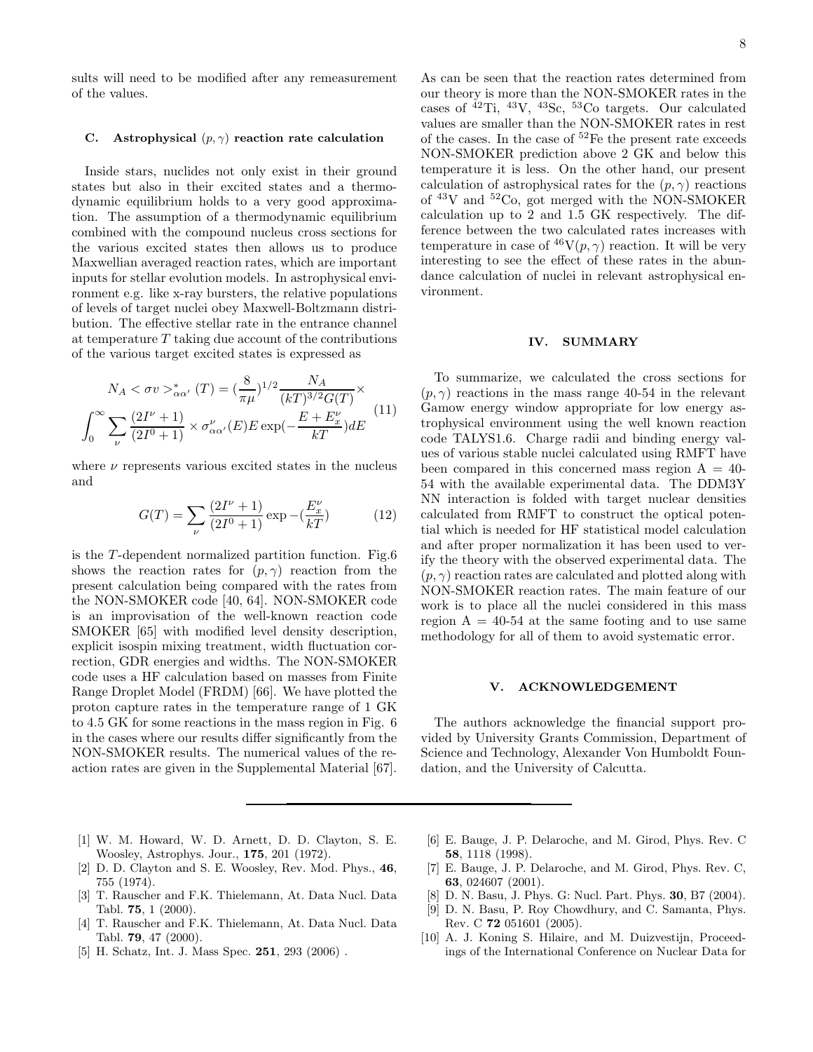sults will need to be modified after any remeasurement of the values.

### C. Astrophysical $(p, \gamma)$ reaction rate calculation

Inside stars, nuclides not only exist in their ground states but also in their excited states and a thermodynamic equilibrium holds to a very good approximation. The assumption of a thermodynamic equilibrium combined with the compound nucleus cross sections for the various excited states then allows us to produce Maxwellian averaged reaction rates, which are important inputs for stellar evolution models. In astrophysical environment e.g. like x-ray bursters, the relative populations of levels of target nuclei obey Maxwell-Boltzmann distribution. The effective stellar rate in the entrance channel at temperature $T$ taking due account of the contributions of the various target excited states is expressed as

$$N_A < \sigma v >^*_{\alpha\alpha'} (T) = (\frac{8}{\pi\mu})^{1/2} \frac{N_A}{(kT)^{3/2} G(T)} \times \int_0^\infty \sum_\nu \frac{(2I^\nu + 1)}{(2I^0 + 1)} \times \sigma^\nu_{\alpha\alpha'}(E) E \exp(-\frac{E + E^\nu_x}{kT}) dE \tag{11}$$

where $\nu$ represents various excited states in the nucleus and

$$G(T) = \sum_\nu \frac{(2I^\nu + 1)}{(2I^0 + 1)} \exp -(\frac{E^\nu_x}{kT}) \tag{12}$$

is the $T$-dependent normalized partition function. Fig.6 shows the reaction rates for $(p, \gamma)$ reaction from the present calculation being compared with the rates from the NON-SMOKER code [40, 64]. NON-SMOKER code is an improvisation of the well-known reaction code SMOKER [65] with modified level density description, explicit isospin mixing treatment, width fluctuation correction, GDR energies and widths. The NON-SMOKER code uses a HF calculation based on masses from Finite Range Droplet Model (FRDM) [66]. We have plotted the proton capture rates in the temperature range of 1 GK to 4.5 GK for some reactions in the mass region in Fig. 6 in the cases where our results differ significantly from the NON-SMOKER results. The numerical values of the reaction rates are given in the Supplemental Material [67].

As can be seen that the reaction rates determined from our theory is more than the NON-SMOKER rates in the cases of $^{42}$Ti, $^{43}$V, $^{43}$Sc, $^{53}$Co targets. Our calculated values are smaller than the NON-SMOKER rates in rest of the cases. In the case of $^{52}$Fe the present rate exceeds NON-SMOKER prediction above 2 GK and below this temperature it is less. On the other hand, our present calculation of astrophysical rates for the $(p, \gamma)$ reactions of $^{43}$V and $^{52}$Co, got merged with the NON-SMOKER calculation up to 2 and 1.5 GK respectively. The difference between the two calculated rates increases with temperature in case of $^{46}\text{V}(p, \gamma)$ reaction. It will be very interesting to see the effect of these rates in the abundance calculation of nuclei in relevant astrophysical environment.

## IV. SUMMARY

To summarize, we calculated the cross sections for $(p, \gamma)$ reactions in the mass range 40-54 in the relevant Gamow energy window appropriate for low energy astrophysical environment using the well known reaction code TALYS1.6. Charge radii and binding energy values of various stable nuclei calculated using RMFT have been compared in this concerned mass region A = 40-54 with the available experimental data. The DDM3Y NN interaction is folded with target nuclear densities calculated from RMFT to construct the optical potential which is needed for HF statistical model calculation and after proper normalization it has been used to verify the theory with the observed experimental data. The $(p, \gamma)$ reaction rates are calculated and plotted along with NON-SMOKER reaction rates. The main feature of our work is to place all the nuclei considered in this mass region A = 40-54 at the same footing and to use same methodology for all of them to avoid systematic error.

## V. ACKNOWLEDGEMENT

The authors acknowledge the financial support provided by University Grants Commission, Department of Science and Technology, Alexander Von Humboldt Foundation, and the University of Calcutta.

---

[1] W. M. Howard, W. D. Arnett, D. D. Clayton, S. E. Woosley, Astrophys. Jour., **175**, 201 (1972).

[2] D. D. Clayton and S. E. Woosley, Rev. Mod. Phys., **46**, 755 (1974).

[3] T. Rauscher and F.K. Thielemann, At. Data Nucl. Data Tabl. **75**, 1 (2000).

[4] T. Rauscher and F.K. Thielemann, At. Data Nucl. Data Tabl. **79**, 47 (2000).

[5] H. Schatz, Int. J. Mass Spec. **251**, 293 (2006) .

[6] E. Bauge, J. P. Delaroche, and M. Girod, Phys. Rev. C **58**, 1118 (1998).

[7] E. Bauge, J. P. Delaroche, and M. Girod, Phys. Rev. C, **63**, 024607 (2001).

[8] D. N. Basu, J. Phys. G: Nucl. Part. Phys. **30**, B7 (2004).

[9] D. N. Basu, P. Roy Chowdhury, and C. Samanta, Phys. Rev. C **72** 051601 (2005).

[10] A. J. Koning S. Hilaire, and M. Duizvestijn, Proceedings of the International Conference on Nuclear Data for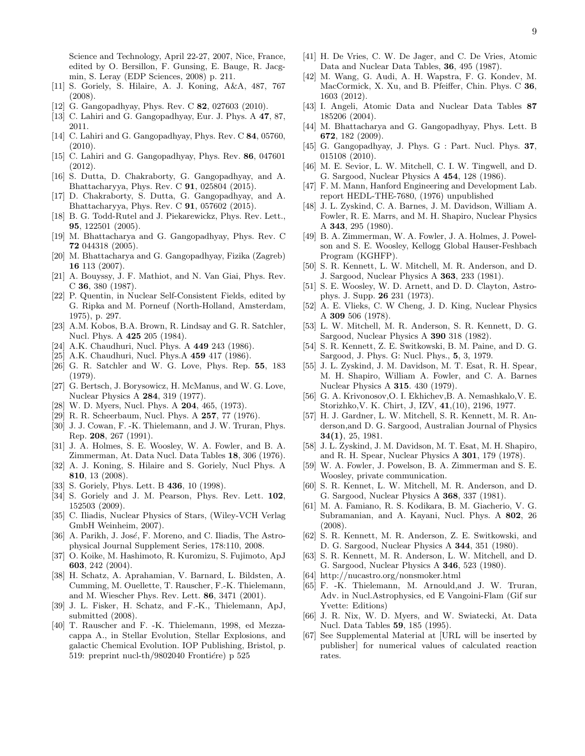Science and Technology, April 22-27, 2007, Nice, France, edited by O. Bersillon, F. Gunsing, E. Bauge, R. Jacqmin, S. Leray (EDP Sciences, 2008) p. 211.

- [11] S. Goriely, S. Hilaire, A. J. Koning, A&A, 487, 767 (2008).
- [12] G. Gangopadhyay, Phys. Rev. C **82**, 027603 (2010).
- [13] C. Lahiri and G. Gangopadhyay, Eur. J. Phys. A **47**, 87, 2011.
- [14] C. Lahiri and G. Gangopadhyay, Phys. Rev. C **84**, 05760, (2010).
- [15] C. Lahiri and G. Gangopadhyay, Phys. Rev. **86**, 047601 (2012).
- [16] S. Dutta, D. Chakraborty, G. Gangopadhyay, and A. Bhattacharyya, Phys. Rev. C **91**, 025804 (2015).
- [17] D. Chakraborty, S. Dutta, G. Gangopadhyay, and A. Bhattacharyya, Phys. Rev. C **91**, 057602 (2015).
- [18] B. G. Todd-Rutel and J. Piekarewickz, Phys. Rev. Lett., **95**, 122501 (2005).
- [19] M. Bhattacharya and G. Gangopadhyay, Phys. Rev. C **72** 044318 (2005).
- [20] M. Bhattacharya and G. Gangopadhyay, Fizika (Zagreb) **16** 113 (2007).
- [21] A. Bouyssy, J. F. Mathiot, and N. Van Giai, Phys. Rev. C **36**, 380 (1987).
- [22] P. Quentin, in Nuclear Self-Consistent Fields, edited by G. Ripka and M. Porneuf (North-Holland, Amsterdam, 1975), p. 297.
- [23] A.M. Kobos, B.A. Brown, R. Lindsay and G. R. Satchler, Nucl. Phys. A **425** 205 (1984).
- [24] A.K. Chaudhuri, Nucl. Phys. A **449** 243 (1986).
- [25] A.K. Chaudhuri, Nucl. Phys.A **459** 417 (1986).
- [26] G. R. Satchler and W. G. Love, Phys. Rep. **55**, 183 (1979).
- [27] G. Bertsch, J. Borysowicz, H. McManus, and W. G. Love, Nuclear Physics A **284**, 319 (1977).
- [28] W. D. Myers, Nucl. Phys. A **204**, 465, (1973).
- [29] R. R. Scheerbaum, Nucl. Phys. A **257**, 77 (1976).
- [30] J. J. Cowan, F. -K. Thielemann, and J. W. Truran, Phys. Rep. **208**, 267 (1991).
- [31] J. A. Holmes, S. E. Woosley, W. A. Fowler, and B. A. Zimmerman, At. Data Nucl. Data Tables **18**, 306 (1976).
- [32] A. J. Koning, S. Hilaire and S. Goriely, Nucl Phys. A **810**, 13 (2008).
- [33] S. Goriely, Phys. Lett. B **436**, 10 (1998).
- [34] S. Goriely and J. M. Pearson, Phys. Rev. Lett. **102**, 152503 (2009).
- [35] C. Iliadis, Nuclear Physics of Stars, (Wiley-VCH Verlag GmbH Weinheim, 2007).
- [36] A. Parikh, J. José, F. Moreno, and C. Iliadis, The Astrophysical Journal Supplement Series, 178:110, 2008.
- [37] O. Koike, M. Hashimoto, R. Kuromizu, S. Fujimoto, ApJ **603**, 242 (2004).
- [38] H. Schatz, A. Aprahamian, V. Barnard, L. Bildsten, A. Cumming, M. Ouellette, T. Rauscher, F.-K. Thielemann, and M. Wiescher Phys. Rev. Lett. **86**, 3471 (2001).
- [39] J. L. Fisker, H. Schatz, and F.-K., Thielemann, ApJ, submitted (2008).
- [40] T. Rauscher and F. -K. Thielemann, 1998, ed Mezzacappa A., in Stellar Evolution, Stellar Explosions, and galactic Chemical Evolution. IOP Publishing, Bristol, p. 519: preprint nucl-th/9802040 Frontiére) p 525
- [41] H. De Vries, C. W. De Jager, and C. De Vries, Atomic Data and Nuclear Data Tables, **36**, 495 (1987).
- [42] M. Wang, G. Audi, A. H. Wapstra, F. G. Kondev, M. MacCormick, X. Xu, and B. Pfeiffer, Chin. Phys. C **36**, 1603 (2012).
- [43] I. Angeli, Atomic Data and Nuclear Data Tables **87** 185206 (2004).
- [44] M. Bhattacharya and G. Gangopadhyay, Phys. Lett. B **672**, 182 (2009).
- [45] G. Gangopadhyay, J. Phys. G : Part. Nucl. Phys. **37**, 015108 (2010).
- [46] M. E. Sevior, L. W. Mitchell, C. I. W. Tingwell, and D. G. Sargood, Nuclear Physics A **454**, 128 (1986).
- [47] F. M. Mann, Hanford Engineering and Development Lab. report HEDL-THE-7680, (1976) unpublished
- [48] J. L. Zyskind, C. A. Barnes, J. M. Davidson, William A. Fowler, R. E. Marrs, and M. H. Shapiro, Nuclear Physics A **343**, 295 (1980).
- [49] B. A. Zimmerman, W. A. Fowler, J. A. Holmes, J. Powelson and S. E. Woosley, Kellogg Global Hauser-Feshbach Program (KGHFP).
- [50] S. R. Kennett, L. W. Mitchell, M. R. Anderson, and D. J. Sargood, Nuclear Physics A **363**, 233 (1981).
- [51] S. E. Woosley, W. D. Arnett, and D. D. Clayton, Astrophys. J. Supp. **26** 231 (1973).
- [52] A. E. Vlieks, C. W Cheng, J. D. King, Nuclear Physics A **309** 506 (1978).
- [53] L. W. Mitchell, M. R. Anderson, S. R. Kennett, D. G. Sargood, Nuclear Physics A **390** 318 (1982).
- [54] S. R. Kennett, Z. E. Switkowski, B. M. Paine, and D. G. Sargood, J. Phys. G: Nucl. Phys., **5**, 3, 1979.
- [55] J. L. Zyskind, J. M. Davidson, M. T. Esat, R. H. Spear, M. H. Shapiro, William A. Fowler, and C. A. Barnes Nuclear Physics A **315**. 430 (1979).
- [56] G. A. Krivonosov,O. I. Ekhichev,B. A. Nemashkalo,V. E. Storizhko,V. K. Chirt, J, IZV, **41**,(10), 2196, 1977.
- [57] H. J. Gardner, L. W. Mitchell, S. R. Kennett, M. R. Anderson,and D. G. Sargood, Australian Journal of Physics **34(1)**, 25, 1981.
- [58] J. L. Zyskind, J. M. Davidson, M. T. Esat, M. H. Shapiro, and R. H. Spear, Nuclear Physics A **301**, 179 (1978).
- [59] W. A. Fowler, J. Powelson, B. A. Zimmerman and S. E. Woosley, private communication.
- [60] S. R. Kennet, L. W. Mitchell, M. R. Anderson, and D. G. Sargood, Nuclear Physics A **368**, 337 (1981).
- [61] M. A. Famiano, R. S. Kodikara, B. M. Giacherio, V. G. Subramanian, and A. Kayani, Nucl. Phys. A **802**, 26 (2008).
- [62] S. R. Kennett, M. R. Anderson, Z. E. Switkowski, and D. G. Sargood, Nuclear Physics A **344**, 351 (1980).
- [63] S. R. Kennett, M. R. Anderson, L. W. Mitchell, and D. G. Sargood, Nuclear Physics A **346**, 523 (1980).
- [64] http://nucastro.org/nonsmoker.html
- [65] F. -K. Thielemann, M. Arnould,and J. W. Truran, Adv. in Nucl.Astrophysics, ed E Vangoini-Flam (Gif sur Yvette: Editions)
- [66] J. R. Nix, W. D. Myers, and W. Swiatecki, At. Data Nucl. Data Tables **59**, 185 (1995).
- [67] See Supplemental Material at [URL will be inserted by publisher] for numerical values of calculated reaction rates.